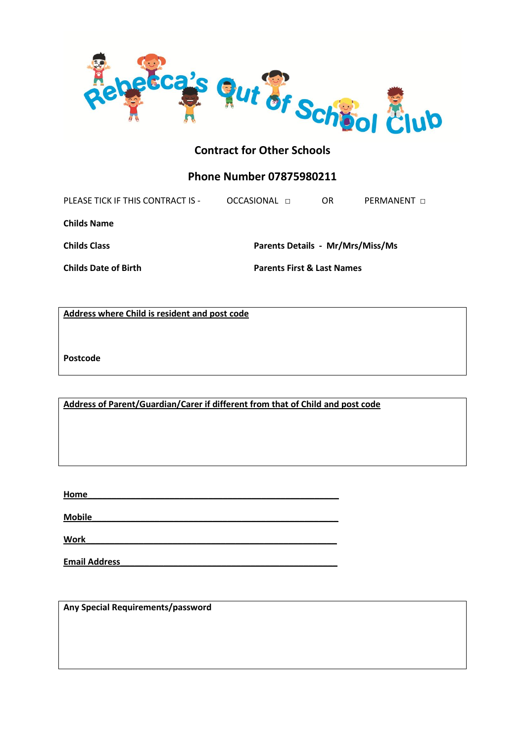# Rebecca's Out of School Club

## Contract for Other Schools

## Phone Number 07875980211

PLEASE TICK IF THIS CONTRACT IS - OCCASIONAL ◻ OR PERMANENT ◻

**Childs Name**

**Childs Class** **Parents Details - Mr/Mrs/Miss/Ms**

**Childs Date of Birth** **Parents First & Last Names**

**Address where Child is resident and post code**

**Postcode**

**Address of Parent/Guardian/Carer if different from that of Child and post code**

**Home**\_\_\_\_\_\_\_\_\_\_\_\_\_\_\_\_\_\_\_\_\_\_\_\_\_\_\_\_\_\_\_\_\_\_\_\_\_\_\_\_\_\_\_\_\_\_\_\_\_\_

**Mobile**\_\_\_\_\_\_\_\_\_\_\_\_\_\_\_\_\_\_\_\_\_\_\_\_\_\_\_\_\_\_\_\_\_\_\_\_\_\_\_\_\_\_\_\_\_\_\_\_\_\_

**Work**\_\_\_\_\_\_\_\_\_\_\_\_\_\_\_\_\_\_\_\_\_\_\_\_\_\_\_\_\_\_\_\_\_\_\_\_\_\_\_\_\_\_\_\_\_\_\_\_\_\_

**Email Address**\_\_\_\_\_\_\_\_\_\_\_\_\_\_\_\_\_\_\_\_\_\_\_\_\_\_\_\_\_\_\_\_\_\_\_\_\_\_\_\_\_\_\_\_

**Any Special Requirements/password**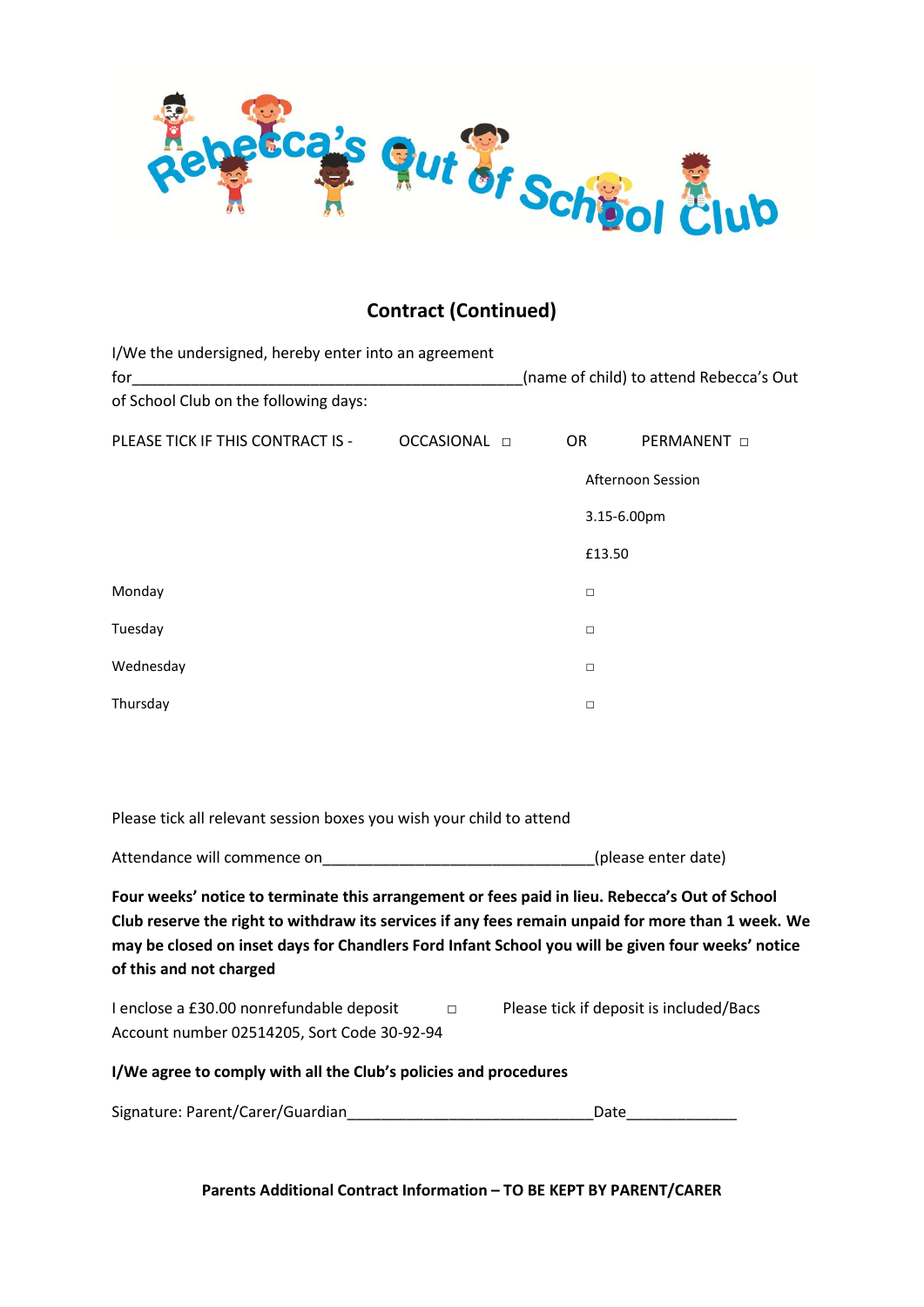Rebecca's Out of School Club

## Contract (Continued)

I/We the undersigned, hereby enter into an agreement for_______________________________________________(name of child) to attend Rebecca's Out of School Club on the following days:

PLEASE TICK IF THIS CONTRACT IS - OCCASIONAL ☐ OR PERMANENT ☐

| | Afternoon Session 3.15-6.00pm £13.50 |
|---|---|
| Monday | ☐ |
| Tuesday | ☐ |
| Wednesday | ☐ |
| Thursday | ☐ |

Please tick all relevant session boxes you wish your child to attend

Attendance will commence on________________________________(please enter date)

**Four weeks' notice to terminate this arrangement or fees paid in lieu. Rebecca's Out of School Club reserve the right to withdraw its services if any fees remain unpaid for more than 1 week. We may be closed on inset days for Chandlers Ford Infant School you will be given four weeks' notice of this and not charged**

I enclose a £30.00 nonrefundable deposit ☐ Please tick if deposit is included/Bacs Account number 02514205, Sort Code 30-92-94

**I/We agree to comply with all the Club's policies and procedures**

Signature: Parent/Carer/Guardian_____________________________Date_____________

**Parents Additional Contract Information – TO BE KEPT BY PARENT/CARER**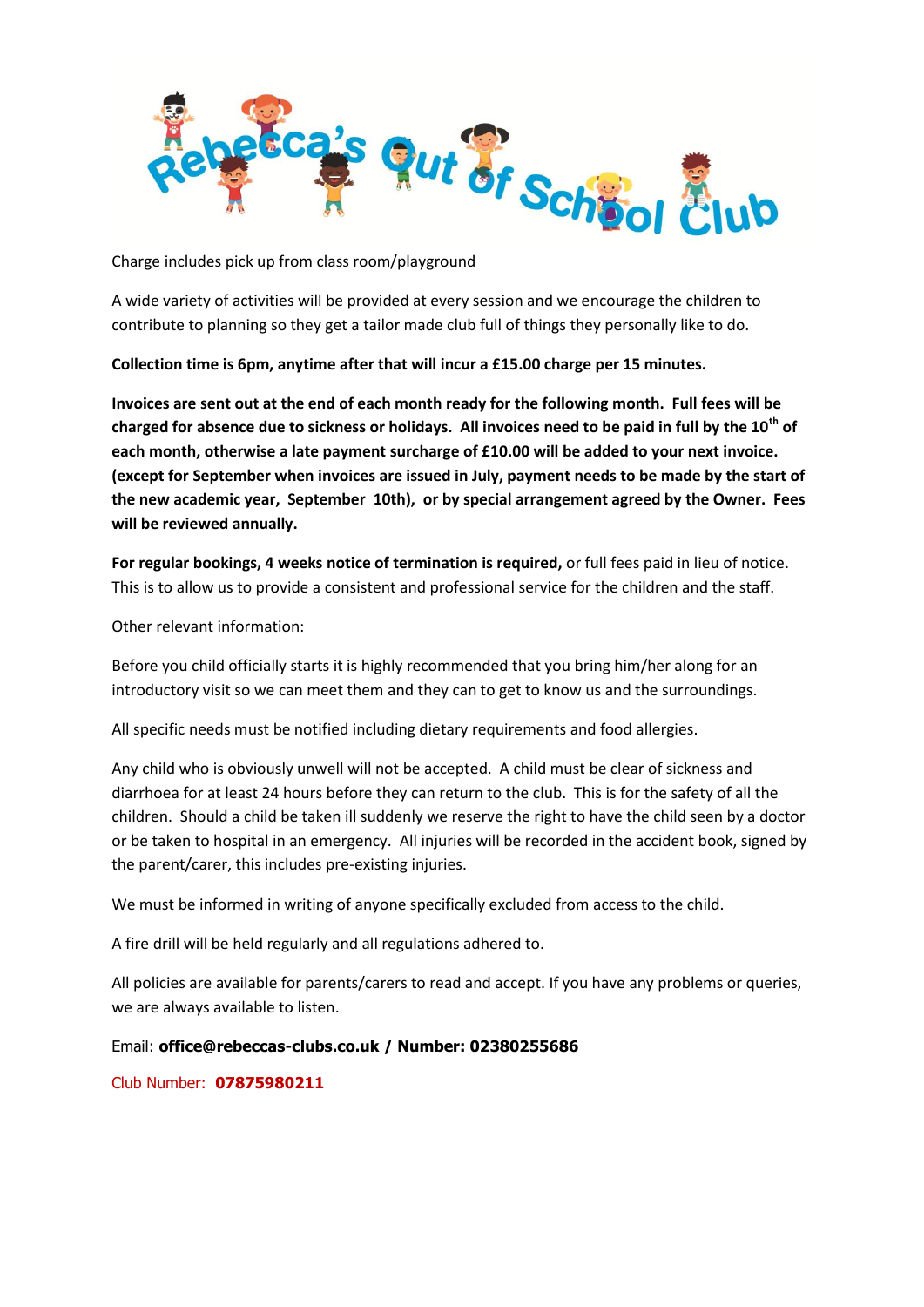# Rebecca's Out of School Club

Charge includes pick up from class room/playground

A wide variety of activities will be provided at every session and we encourage the children to contribute to planning so they get a tailor made club full of things they personally like to do.

**Collection time is 6pm, anytime after that will incur a £15.00 charge per 15 minutes.**

**Invoices are sent out at the end of each month ready for the following month. Full fees will be charged for absence due to sickness or holidays. All invoices need to be paid in full by the 10th of each month, otherwise a late payment surcharge of £10.00 will be added to your next invoice. (except for September when invoices are issued in July, payment needs to be made by the start of the new academic year, September 10th), or by special arrangement agreed by the Owner. Fees will be reviewed annually.**

**For regular bookings, 4 weeks notice of termination is required,** or full fees paid in lieu of notice. This is to allow us to provide a consistent and professional service for the children and the staff.

Other relevant information:

Before you child officially starts it is highly recommended that you bring him/her along for an introductory visit so we can meet them and they can to get to know us and the surroundings.

All specific needs must be notified including dietary requirements and food allergies.

Any child who is obviously unwell will not be accepted. A child must be clear of sickness and diarrhoea for at least 24 hours before they can return to the club. This is for the safety of all the children. Should a child be taken ill suddenly we reserve the right to have the child seen by a doctor or be taken to hospital in an emergency. All injuries will be recorded in the accident book, signed by the parent/carer, this includes pre-existing injuries.

We must be informed in writing of anyone specifically excluded from access to the child.

A fire drill will be held regularly and all regulations adhered to.

All policies are available for parents/carers to read and accept. If you have any problems or queries, we are always available to listen.

Email: **office@rebeccas-clubs.co.uk / Number: 02380255686**

Club Number: **07875980211**